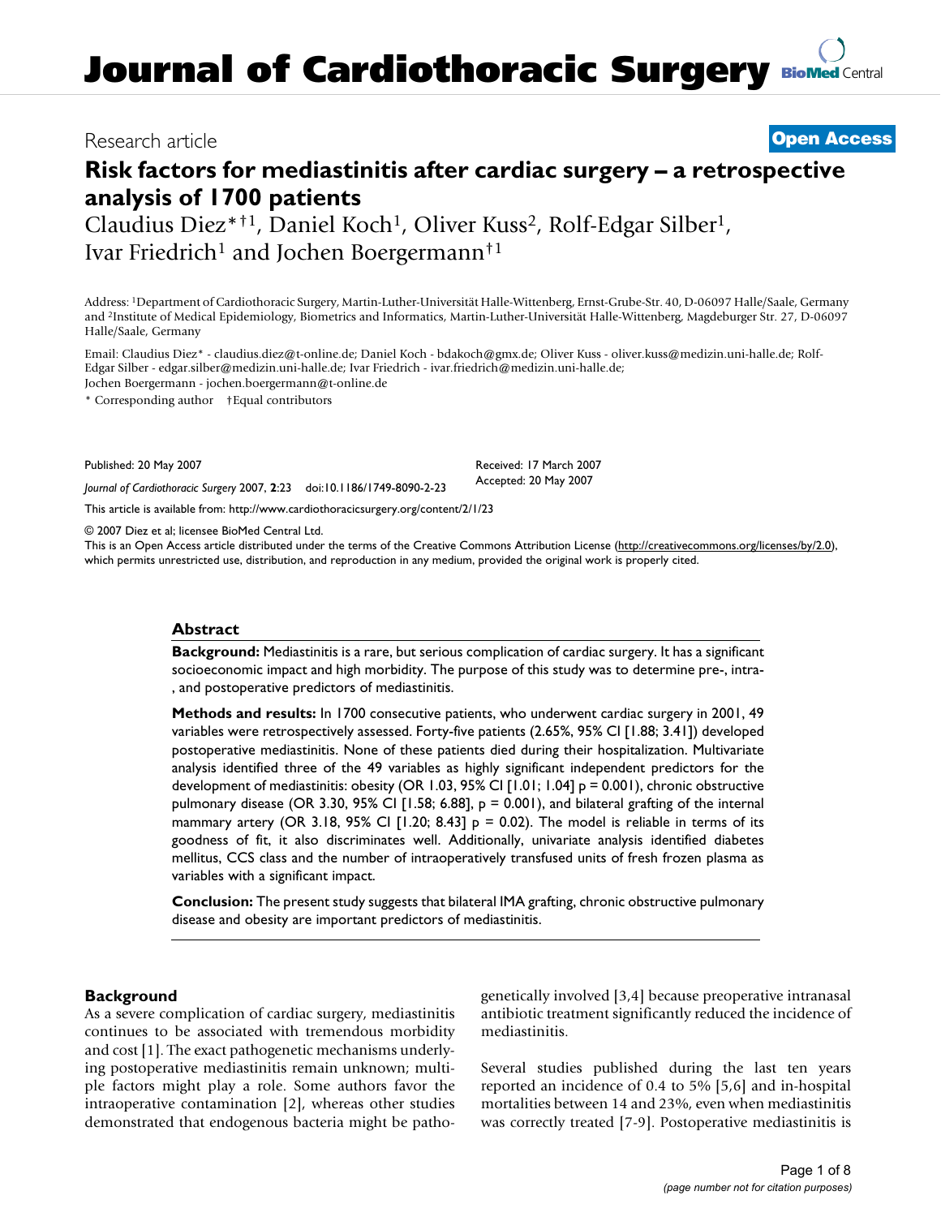Research article

**Open Access**

# Risk factors for mediastinitis after cardiac surgery – a retrospective analysis of 1700 patients

Claudius Diez*†[1], Daniel Koch[1], Oliver Kuss[2], Rolf-Edgar Silber[1], Ivar Friedrich[1] and Jochen Boergermann†[1]

Address: [1]Department of Cardiothoracic Surgery, Martin-Luther-Universität Halle-Wittenberg, Ernst-Grube-Str. 40, D-06097 Halle/Saale, Germany and [2]Institute of Medical Epidemiology, Biometrics and Informatics, Martin-Luther-Universität Halle-Wittenberg, Magdeburger Str. 27, D-06097 Halle/Saale, Germany

Email: Claudius Diez* - claudius.diez@t-online.de; Daniel Koch - bdakoch@gmx.de; Oliver Kuss - oliver.kuss@medizin.uni-halle.de; Rolf-Edgar Silber - edgar.silber@medizin.uni-halle.de; Ivar Friedrich - ivar.friedrich@medizin.uni-halle.de; Jochen Boergermann - jochen.boergermann@t-online.de

\* Corresponding author †Equal contributors

Published: 20 May 2007

*Journal of Cardiothoracic Surgery* 2007, **2**:23 doi:10.1186/1749-8090-2-23

Received: 17 March 2007
Accepted: 20 May 2007

This article is available from: http://www.cardiothoracicsurgery.org/content/2/1/23

© 2007 Diez et al; licensee BioMed Central Ltd.
This is an Open Access article distributed under the terms of the Creative Commons Attribution License (http://creativecommons.org/licenses/by/2.0), which permits unrestricted use, distribution, and reproduction in any medium, provided the original work is properly cited.

## Abstract

**Background:** Mediastinitis is a rare, but serious complication of cardiac surgery. It has a significant socioeconomic impact and high morbidity. The purpose of this study was to determine pre-, intra-, and postoperative predictors of mediastinitis.

**Methods and results:** In 1700 consecutive patients, who underwent cardiac surgery in 2001, 49 variables were retrospectively assessed. Forty-five patients (2.65%, 95% CI [1.88; 3.41]) developed postoperative mediastinitis. None of these patients died during their hospitalization. Multivariate analysis identified three of the 49 variables as highly significant independent predictors for the development of mediastinitis: obesity (OR 1.03, 95% CI [1.01; 1.04] p = 0.001), chronic obstructive pulmonary disease (OR 3.30, 95% CI [1.58; 6.88], p = 0.001), and bilateral grafting of the internal mammary artery (OR 3.18, 95% CI [1.20; 8.43] p = 0.02). The model is reliable in terms of its goodness of fit, it also discriminates well. Additionally, univariate analysis identified diabetes mellitus, CCS class and the number of intraoperatively transfused units of fresh frozen plasma as variables with a significant impact.

**Conclusion:** The present study suggests that bilateral IMA grafting, chronic obstructive pulmonary disease and obesity are important predictors of mediastinitis.

## Background

As a severe complication of cardiac surgery, mediastinitis continues to be associated with tremendous morbidity and cost [1]. The exact pathogenetic mechanisms underlying postoperative mediastinitis remain unknown; multiple factors might play a role. Some authors favor the intraoperative contamination [2], whereas other studies demonstrated that endogenous bacteria might be pathogenetically involved [3,4] because preoperative intranasal antibiotic treatment significantly reduced the incidence of mediastinitis.

Several studies published during the last ten years reported an incidence of 0.4 to 5% [5,6] and in-hospital mortalities between 14 and 23%, even when mediastinitis was correctly treated [7-9]. Postoperative mediastinitis is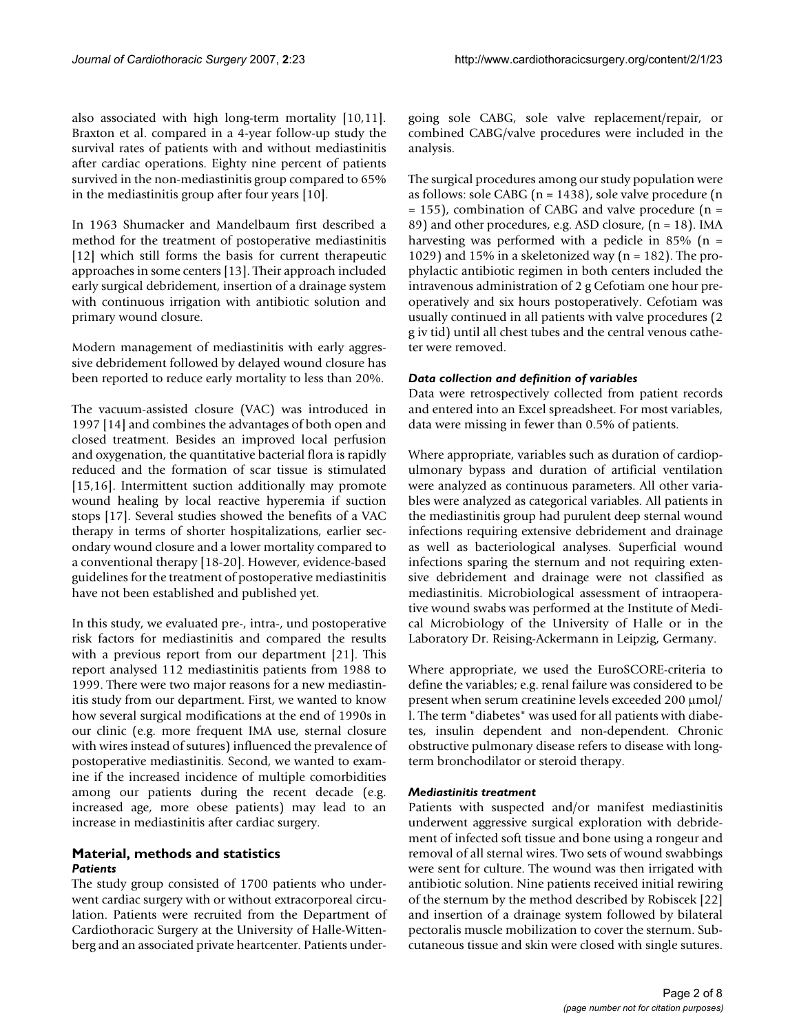also associated with high long-term mortality [10,11]. Braxton et al. compared in a 4-year follow-up study the survival rates of patients with and without mediastinitis after cardiac operations. Eighty nine percent of patients survived in the non-mediastinitis group compared to 65% in the mediastinitis group after four years [10].

In 1963 Shumacker and Mandelbaum first described a method for the treatment of postoperative mediastinitis [12] which still forms the basis for current therapeutic approaches in some centers [13]. Their approach included early surgical debridement, insertion of a drainage system with continuous irrigation with antibiotic solution and primary wound closure.

Modern management of mediastinitis with early aggressive debridement followed by delayed wound closure has been reported to reduce early mortality to less than 20%.

The vacuum-assisted closure (VAC) was introduced in 1997 [14] and combines the advantages of both open and closed treatment. Besides an improved local perfusion and oxygenation, the quantitative bacterial flora is rapidly reduced and the formation of scar tissue is stimulated [15,16]. Intermittent suction additionally may promote wound healing by local reactive hyperemia if suction stops [17]. Several studies showed the benefits of a VAC therapy in terms of shorter hospitalizations, earlier secondary wound closure and a lower mortality compared to a conventional therapy [18-20]. However, evidence-based guidelines for the treatment of postoperative mediastinitis have not been established and published yet.

In this study, we evaluated pre-, intra-, und postoperative risk factors for mediastinitis and compared the results with a previous report from our department [21]. This report analysed 112 mediastinitis patients from 1988 to 1999. There were two major reasons for a new mediastinitis study from our department. First, we wanted to know how several surgical modifications at the end of 1990s in our clinic (e.g. more frequent IMA use, sternal closure with wires instead of sutures) influenced the prevalence of postoperative mediastinitis. Second, we wanted to examine if the increased incidence of multiple comorbidities among our patients during the recent decade (e.g. increased age, more obese patients) may lead to an increase in mediastinitis after cardiac surgery.

## Material, methods and statistics

### *Patients*

The study group consisted of 1700 patients who underwent cardiac surgery with or without extracorporeal circulation. Patients were recruited from the Department of Cardiothoracic Surgery at the University of Halle-Wittenberg and an associated private heartcenter. Patients undergoing sole CABG, sole valve replacement/repair, or combined CABG/valve procedures were included in the analysis.

The surgical procedures among our study population were as follows: sole CABG (n = 1438), sole valve procedure (n = 155), combination of CABG and valve procedure (n = 89) and other procedures, e.g. ASD closure, (n = 18). IMA harvesting was performed with a pedicle in 85% (n = 1029) and 15% in a skeletonized way (n = 182). The prophylactic antibiotic regimen in both centers included the intravenous administration of 2 g Cefotiam one hour preoperatively and six hours postoperatively. Cefotiam was usually continued in all patients with valve procedures (2 g iv tid) until all chest tubes and the central venous catheter were removed.

### *Data collection and definition of variables*

Data were retrospectively collected from patient records and entered into an Excel spreadsheet. For most variables, data were missing in fewer than 0.5% of patients.

Where appropriate, variables such as duration of cardiopulmonary bypass and duration of artificial ventilation were analyzed as continuous parameters. All other variables were analyzed as categorical variables. All patients in the mediastinitis group had purulent deep sternal wound infections requiring extensive debridement and drainage as well as bacteriological analyses. Superficial wound infections sparing the sternum and not requiring extensive debridement and drainage were not classified as mediastinitis. Microbiological assessment of intraoperative wound swabs was performed at the Institute of Medical Microbiology of the University of Halle or in the Laboratory Dr. Reising-Ackermann in Leipzig, Germany.

Where appropriate, we used the EuroSCORE-criteria to define the variables; e.g. renal failure was considered to be present when serum creatinine levels exceeded 200 μmol/l. The term "diabetes" was used for all patients with diabetes, insulin dependent and non-dependent. Chronic obstructive pulmonary disease refers to disease with long-term bronchodilator or steroid therapy.

### *Mediastinitis treatment*

Patients with suspected and/or manifest mediastinitis underwent aggressive surgical exploration with debridement of infected soft tissue and bone using a rongeur and removal of all sternal wires. Two sets of wound swabbings were sent for culture. The wound was then irrigated with antibiotic solution. Nine patients received initial rewiring of the sternum by the method described by Robiscek [22] and insertion of a drainage system followed by bilateral pectoralis muscle mobilization to cover the sternum. Subcutaneous tissue and skin were closed with single sutures.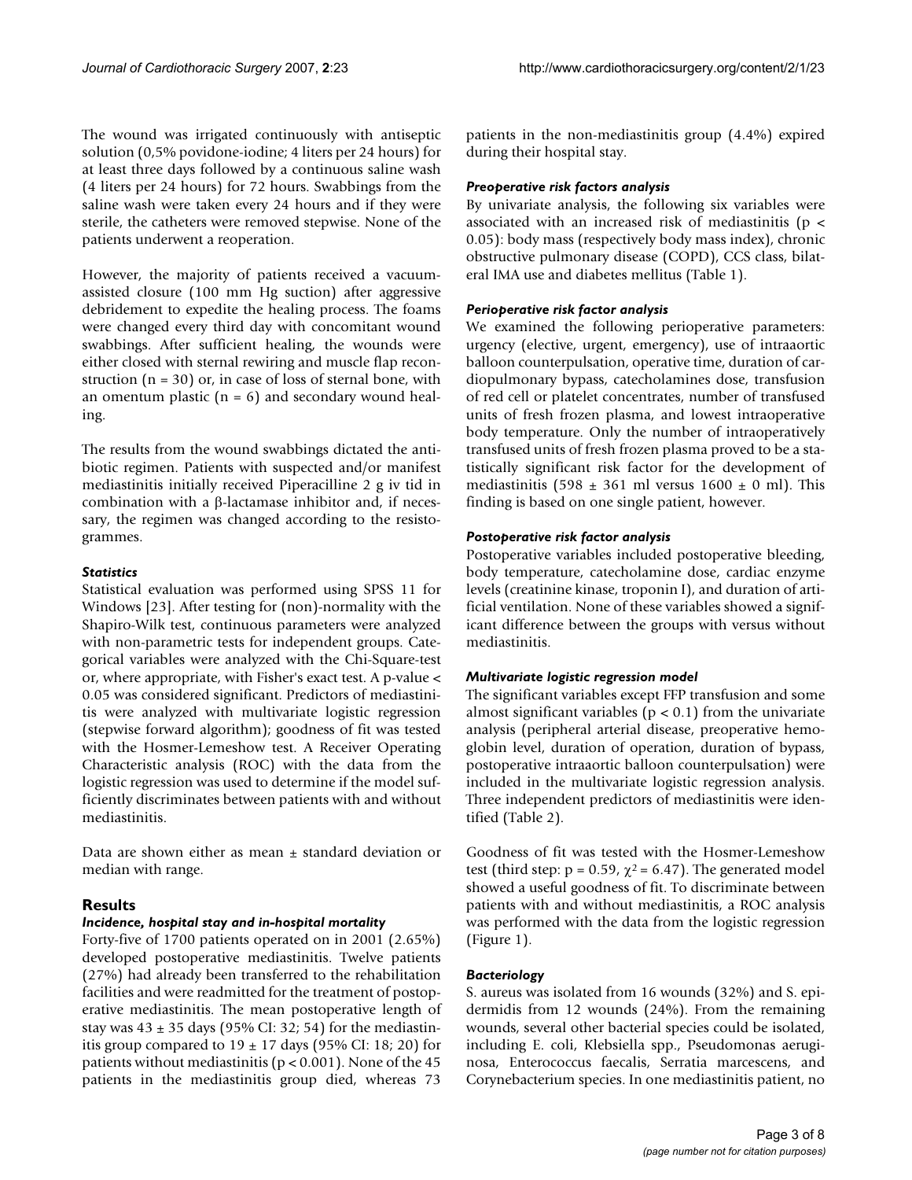The wound was irrigated continuously with antiseptic solution (0,5% povidone-iodine; 4 liters per 24 hours) for at least three days followed by a continuous saline wash (4 liters per 24 hours) for 72 hours. Swabbings from the saline wash were taken every 24 hours and if they were sterile, the catheters were removed stepwise. None of the patients underwent a reoperation.

However, the majority of patients received a vacuum-assisted closure (100 mm Hg suction) after aggressive debridement to expedite the healing process. The foams were changed every third day with concomitant wound swabbings. After sufficient healing, the wounds were either closed with sternal rewiring and muscle flap reconstruction (n = 30) or, in case of loss of sternal bone, with an omentum plastic (n = 6) and secondary wound healing.

The results from the wound swabbings dictated the antibiotic regimen. Patients with suspected and/or manifest mediastinitis initially received Piperacilline 2 g iv tid in combination with a β-lactamase inhibitor and, if necessary, the regimen was changed according to the resistogrammes.

### *Statistics*

Statistical evaluation was performed using SPSS 11 for Windows [23]. After testing for (non)-normality with the Shapiro-Wilk test, continuous parameters were analyzed with non-parametric tests for independent groups. Categorical variables were analyzed with the Chi-Square-test or, where appropriate, with Fisher's exact test. A p-value < 0.05 was considered significant. Predictors of mediastinitis were analyzed with multivariate logistic regression (stepwise forward algorithm); goodness of fit was tested with the Hosmer-Lemeshow test. A Receiver Operating Characteristic analysis (ROC) with the data from the logistic regression was used to determine if the model sufficiently discriminates between patients with and without mediastinitis.

Data are shown either as mean ± standard deviation or median with range.

## Results

### *Incidence, hospital stay and in-hospital mortality*

Forty-five of 1700 patients operated on in 2001 (2.65%) developed postoperative mediastinitis. Twelve patients (27%) had already been transferred to the rehabilitation facilities and were readmitted for the treatment of postoperative mediastinitis. The mean postoperative length of stay was 43 ± 35 days (95% CI: 32; 54) for the mediastinitis group compared to 19 ± 17 days (95% CI: 18; 20) for patients without mediastinitis ($p < 0.001$). None of the 45 patients in the mediastinitis group died, whereas 73 patients in the non-mediastinitis group (4.4%) expired during their hospital stay.

### *Preoperative risk factors analysis*

By univariate analysis, the following six variables were associated with an increased risk of mediastinitis ($p < 0.05$): body mass (respectively body mass index), chronic obstructive pulmonary disease (COPD), CCS class, bilateral IMA use and diabetes mellitus (Table 1).

### *Perioperative risk factor analysis*

We examined the following perioperative parameters: urgency (elective, urgent, emergency), use of intraaortic balloon counterpulsation, operative time, duration of cardiopulmonary bypass, catecholamines dose, transfusion of red cell or platelet concentrates, number of transfused units of fresh frozen plasma, and lowest intraoperative body temperature. Only the number of intraoperatively transfused units of fresh frozen plasma proved to be a statistically significant risk factor for the development of mediastinitis (598 ± 361 ml versus 1600 ± 0 ml). This finding is based on one single patient, however.

### *Postoperative risk factor analysis*

Postoperative variables included postoperative bleeding, body temperature, catecholamine dose, cardiac enzyme levels (creatinine kinase, troponin I), and duration of artificial ventilation. None of these variables showed a significant difference between the groups with versus without mediastinitis.

### *Multivariate logistic regression model*

The significant variables except FFP transfusion and some almost significant variables ($p < 0.1$) from the univariate analysis (peripheral arterial disease, preoperative hemoglobin level, duration of operation, duration of bypass, postoperative intraaortic balloon counterpulsation) were included in the multivariate logistic regression analysis. Three independent predictors of mediastinitis were identified (Table 2).

Goodness of fit was tested with the Hosmer-Lemeshow test (third step: $p = 0.59$, $\chi^2 = 6.47$). The generated model showed a useful goodness of fit. To discriminate between patients with and without mediastinitis, a ROC analysis was performed with the data from the logistic regression (Figure 1).

### *Bacteriology*

S. aureus was isolated from 16 wounds (32%) and S. epidermidis from 12 wounds (24%). From the remaining wounds, several other bacterial species could be isolated, including E. coli, Klebsiella spp., Pseudomonas aeruginosa, Enterococcus faecalis, Serratia marcescens, and Corynebacterium species. In one mediastinitis patient, no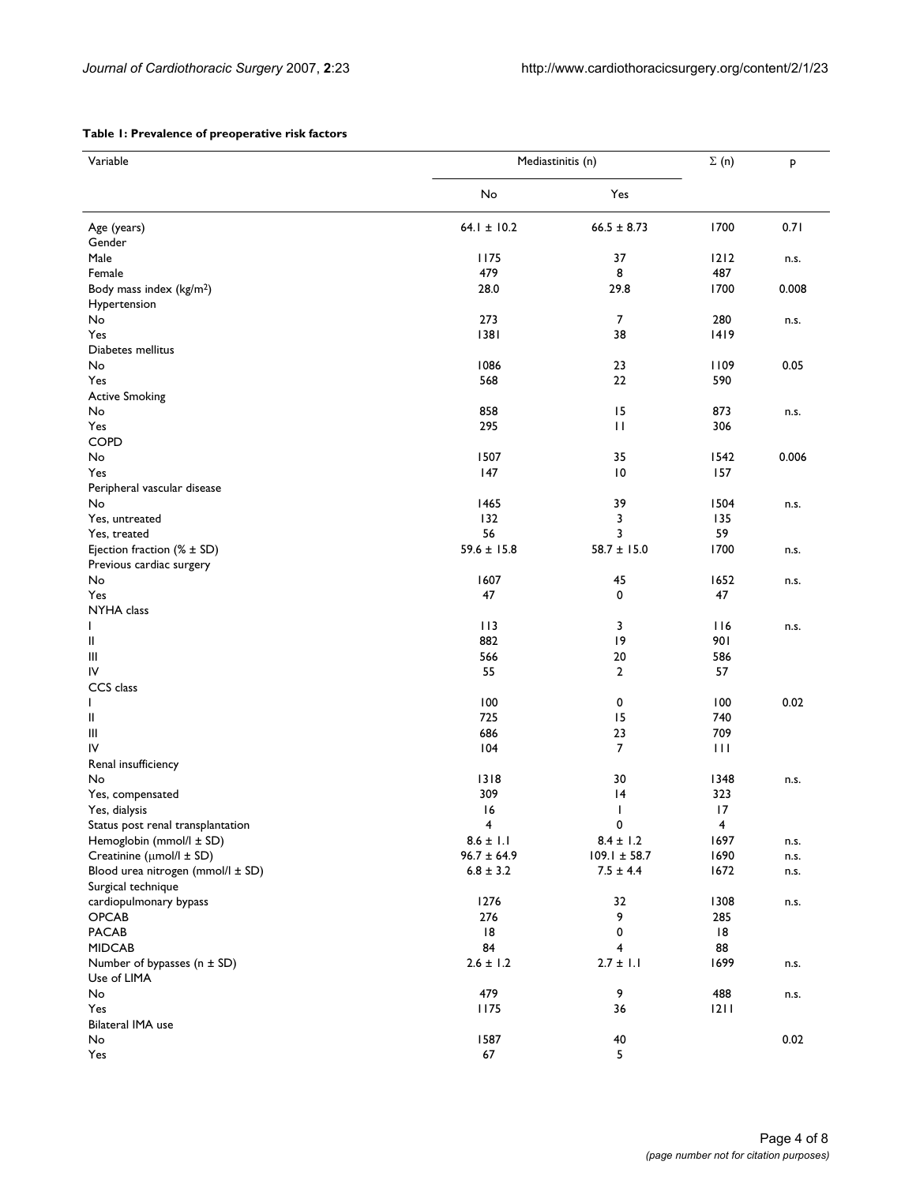**Table 1: Prevalence of preoperative risk factors**

| Variable | Mediastinitis (n) | | Σ (n) | p |
| --- | --- | --- | --- | --- |
| | No | Yes | | |
| Age (years) | 64.1 ± 10.2 | 66.5 ± 8.73 | 1700 | 0.71 |
| Gender | | | | |
| Male | 1175 | 37 | 1212 | n.s. |
| Female | 479 | 8 | 487 | |
| Body mass index (kg/m$^2$) | 28.0 | 29.8 | 1700 | 0.008 |
| Hypertension | | | | |
| No | 273 | 7 | 280 | n.s. |
| Yes | 1381 | 38 | 1419 | |
| Diabetes mellitus | | | | |
| No | 1086 | 23 | 1109 | 0.05 |
| Yes | 568 | 22 | 590 | |
| Active Smoking | | | | |
| No | 858 | 15 | 873 | n.s. |
| Yes | 295 | 11 | 306 | |
| COPD | | | | |
| No | 1507 | 35 | 1542 | 0.006 |
| Yes | 147 | 10 | 157 | |
| Peripheral vascular disease | | | | |
| No | 1465 | 39 | 1504 | n.s. |
| Yes, untreated | 132 | 3 | 135 | |
| Yes, treated | 56 | 3 | 59 | |
| Ejection fraction (% ± SD) | 59.6 ± 15.8 | 58.7 ± 15.0 | 1700 | n.s. |
| Previous cardiac surgery | | | | |
| No | 1607 | 45 | 1652 | n.s. |
| Yes | 47 | 0 | 47 | |
| NYHA class | | | | |
| I | 113 | 3 | 116 | n.s. |
| II | 882 | 19 | 901 | |
| III | 566 | 20 | 586 | |
| IV | 55 | 2 | 57 | |
| CCS class | | | | |
| I | 100 | 0 | 100 | 0.02 |
| II | 725 | 15 | 740 | |
| III | 686 | 23 | 709 | |
| IV | 104 | 7 | 111 | |
| Renal insufficiency | | | | |
| No | 1318 | 30 | 1348 | n.s. |
| Yes, compensated | 309 | 14 | 323 | |
| Yes, dialysis | 16 | 1 | 17 | |
| Status post renal transplantation | 4 | 0 | 4 | |
| Hemoglobin (mmol/l ± SD) | 8.6 ± 1.1 | 8.4 ± 1.2 | 1697 | n.s. |
| Creatinine (μmol/l ± SD) | 96.7 ± 64.9 | 109.1 ± 58.7 | 1690 | n.s. |
| Blood urea nitrogen (mmol/l ± SD) | 6.8 ± 3.2 | 7.5 ± 4.4 | 1672 | n.s. |
| Surgical technique | | | | |
| cardiopulmonary bypass | 1276 | 32 | 1308 | n.s. |
| OPCAB | 276 | 9 | 285 | |
| PACAB | 18 | 0 | 18 | |
| MIDCAB | 84 | 4 | 88 | |
| Number of bypasses (n ± SD) | 2.6 ± 1.2 | 2.7 ± 1.1 | 1699 | n.s. |
| Use of LIMA | | | | |
| No | 479 | 9 | 488 | n.s. |
| Yes | 1175 | 36 | 1211 | |
| Bilateral IMA use | | | | |
| No | 1587 | 40 | | 0.02 |
| Yes | 67 | 5 | | |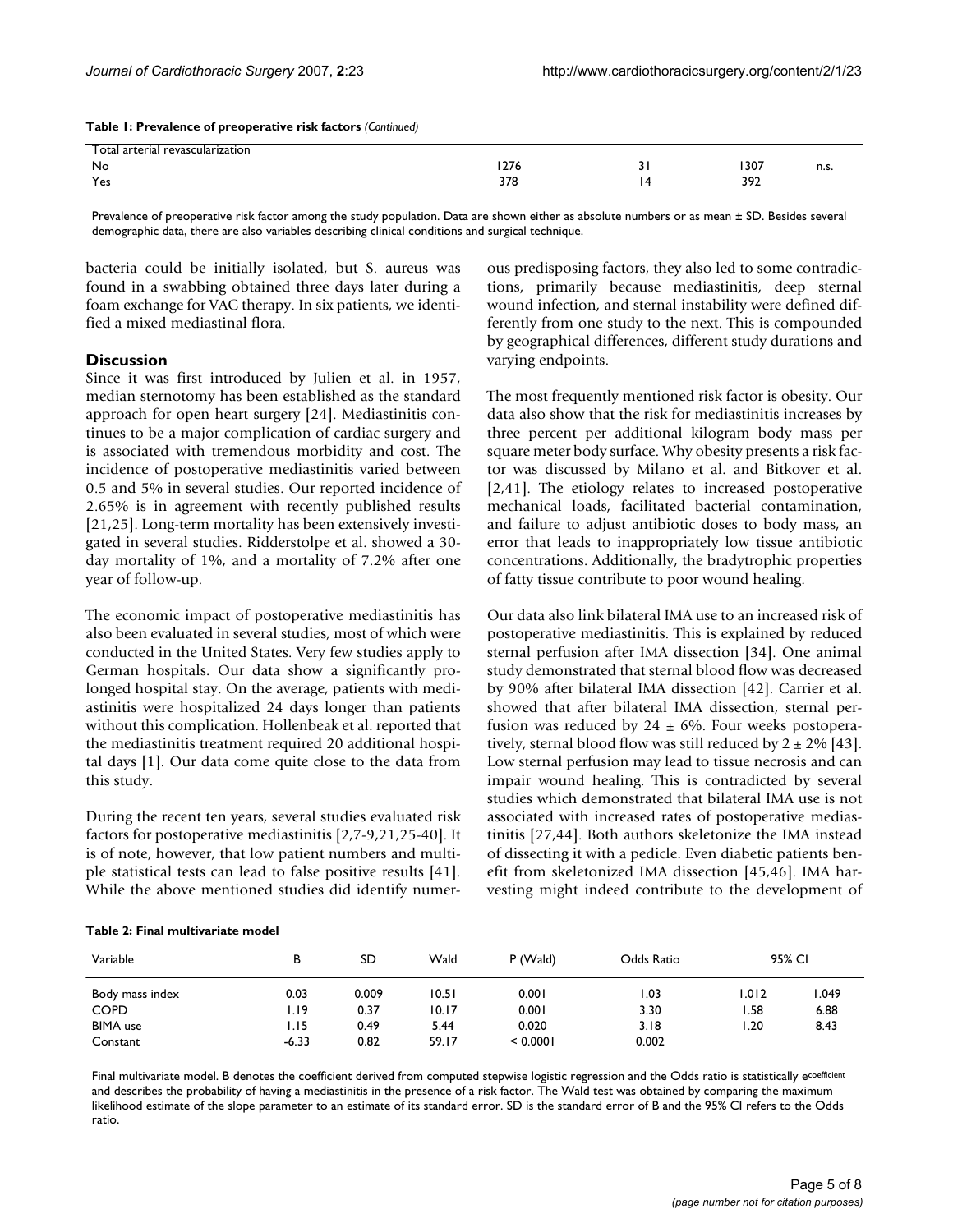**Table 1: Prevalence of preoperative risk factors** *(Continued)*

| | | | | |
|---|---|---|---|---|
| Total arterial revascularization | | | | |
| No | 1276 | 31 | 1307 | n.s. |
| Yes | 378 | 14 | 392 | |

Prevalence of preoperative risk factor among the study population. Data are shown either as absolute numbers or as mean ± SD. Besides several demographic data, there are also variables describing clinical conditions and surgical technique.

bacteria could be initially isolated, but S. aureus was found in a swabbing obtained three days later during a foam exchange for VAC therapy. In six patients, we identified a mixed mediastinal flora.

## Discussion

Since it was first introduced by Julien et al. in 1957, median sternotomy has been established as the standard approach for open heart surgery [24]. Mediastinitis continues to be a major complication of cardiac surgery and is associated with tremendous morbidity and cost. The incidence of postoperative mediastinitis varied between 0.5 and 5% in several studies. Our reported incidence of 2.65% is in agreement with recently published results [21,25]. Long-term mortality has been extensively investigated in several studies. Ridderstolpe et al. showed a 30-day mortality of 1%, and a mortality of 7.2% after one year of follow-up.

The economic impact of postoperative mediastinitis has also been evaluated in several studies, most of which were conducted in the United States. Very few studies apply to German hospitals. Our data show a significantly prolonged hospital stay. On the average, patients with mediastinitis were hospitalized 24 days longer than patients without this complication. Hollenbeak et al. reported that the mediastinitis treatment required 20 additional hospital days [1]. Our data come quite close to the data from this study.

During the recent ten years, several studies evaluated risk factors for postoperative mediastinitis [2,7-9,21,25-40]. It is of note, however, that low patient numbers and multiple statistical tests can lead to false positive results [41]. While the above mentioned studies did identify numerous predisposing factors, they also led to some contradictions, primarily because mediastinitis, deep sternal wound infection, and sternal instability were defined differently from one study to the next. This is compounded by geographical differences, different study durations and varying endpoints.

The most frequently mentioned risk factor is obesity. Our data also show that the risk for mediastinitis increases by three percent per additional kilogram body mass per square meter body surface. Why obesity presents a risk factor was discussed by Milano et al. and Bitkover et al. [2,41]. The etiology relates to increased postoperative mechanical loads, facilitated bacterial contamination, and failure to adjust antibiotic doses to body mass, an error that leads to inappropriately low tissue antibiotic concentrations. Additionally, the bradytrophic properties of fatty tissue contribute to poor wound healing.

Our data also link bilateral IMA use to an increased risk of postoperative mediastinitis. This is explained by reduced sternal perfusion after IMA dissection [34]. One animal study demonstrated that sternal blood flow was decreased by 90% after bilateral IMA dissection [42]. Carrier et al. showed that after bilateral IMA dissection, sternal perfusion was reduced by 24 ± 6%. Four weeks postoperatively, sternal blood flow was still reduced by 2 ± 2% [43]. Low sternal perfusion may lead to tissue necrosis and can impair wound healing. This is contradicted by several studies which demonstrated that bilateral IMA use is not associated with increased rates of postoperative mediastinitis [27,44]. Both authors skeletonize the IMA instead of dissecting it with a pedicle. Even diabetic patients benefit from skeletonized IMA dissection [45,46]. IMA harvesting might indeed contribute to the development of

**Table 2: Final multivariate model**

| Variable | B | SD | Wald | P (Wald) | Odds Ratio | 95% CI | |
|---|---|---|---|---|---|---|---|
| Body mass index | 0.03 | 0.009 | 10.51 | 0.001 | 1.03 | 1.012 | 1.049 |
| COPD | 1.19 | 0.37 | 10.17 | 0.001 | 3.30 | 1.58 | 6.88 |
| BIMA use | 1.15 | 0.49 | 5.44 | 0.020 | 3.18 | 1.20 | 8.43 |
| Constant | -6.33 | 0.82 | 59.17 | < 0.0001 | 0.002 | | |

Final multivariate model. B denotes the coefficient derived from computed stepwise logistic regression and the Odds ratio is statistically $e^{coefficient}$ and describes the probability of having a mediastinitis in the presence of a risk factor. The Wald test was obtained by comparing the maximum likelihood estimate of the slope parameter to an estimate of its standard error. SD is the standard error of B and the 95% CI refers to the Odds ratio.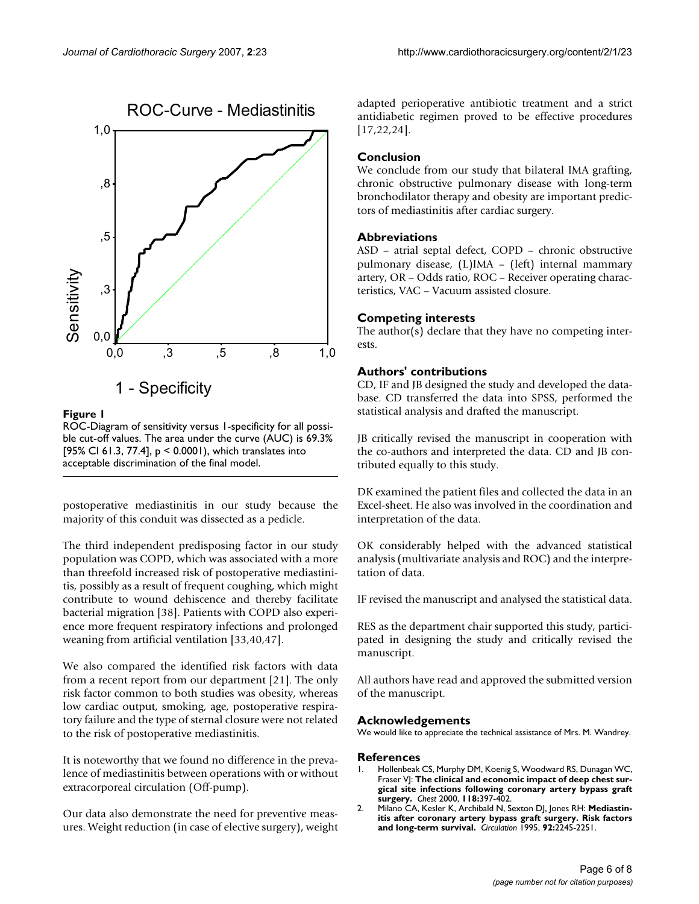**Figure 1**

ROC-Diagram of sensitivity versus 1-specificity for all possible cut-off values. The area under the curve (AUC) is 69.3% [95% CI 61.3, 77.4], p < 0.0001), which translates into acceptable discrimination of the final model.

postoperative mediastinitis in our study because the majority of this conduit was dissected as a pedicle.

The third independent predisposing factor in our study population was COPD, which was associated with a more than threefold increased risk of postoperative mediastinitis, possibly as a result of frequent coughing, which might contribute to wound dehiscence and thereby facilitate bacterial migration [38]. Patients with COPD also experience more frequent respiratory infections and prolonged weaning from artificial ventilation [33,40,47].

We also compared the identified risk factors with data from a recent report from our department [21]. The only risk factor common to both studies was obesity, whereas low cardiac output, smoking, age, postoperative respiratory failure and the type of sternal closure were not related to the risk of postoperative mediastinitis.

It is noteworthy that we found no difference in the prevalence of mediastinitis between operations with or without extracorporeal circulation (Off-pump).

Our data also demonstrate the need for preventive measures. Weight reduction (in case of elective surgery), weight adapted perioperative antibiotic treatment and a strict antidiabetic regimen proved to be effective procedures [17,22,24].

## Conclusion

We conclude from our study that bilateral IMA grafting, chronic obstructive pulmonary disease with long-term bronchodilator therapy and obesity are important predictors of mediastinitis after cardiac surgery.

## Abbreviations

ASD – atrial septal defect, COPD – chronic obstructive pulmonary disease, (L)IMA – (left) internal mammary artery, OR – Odds ratio, ROC – Receiver operating characteristics, VAC – Vacuum assisted closure.

## Competing interests

The author(s) declare that they have no competing interests.

## Authors' contributions

CD, IF and JB designed the study and developed the database. CD transferred the data into SPSS, performed the statistical analysis and drafted the manuscript.

JB critically revised the manuscript in cooperation with the co-authors and interpreted the data. CD and JB contributed equally to this study.

DK examined the patient files and collected the data in an Excel-sheet. He also was involved in the coordination and interpretation of the data.

OK considerably helped with the advanced statistical analysis (multivariate analysis and ROC) and the interpretation of data.

IF revised the manuscript and analysed the statistical data.

RES as the department chair supported this study, participated in designing the study and critically revised the manuscript.

All authors have read and approved the submitted version of the manuscript.

## Acknowledgements

We would like to appreciate the technical assistance of Mrs. M. Wandrey.

## References

1. Hollenbeak CS, Murphy DM, Koenig S, Woodward RS, Dunagan WC, Fraser VJ: **The clinical and economic impact of deep chest surgical site infections following coronary artery bypass graft surgery.** *Chest* 2000, **118:**397-402.
2. Milano CA, Kesler K, Archibald N, Sexton DJ, Jones RH: **Mediastinitis after coronary artery bypass graft surgery. Risk factors and long-term survival.** *Circulation* 1995, **92:**2245-2251.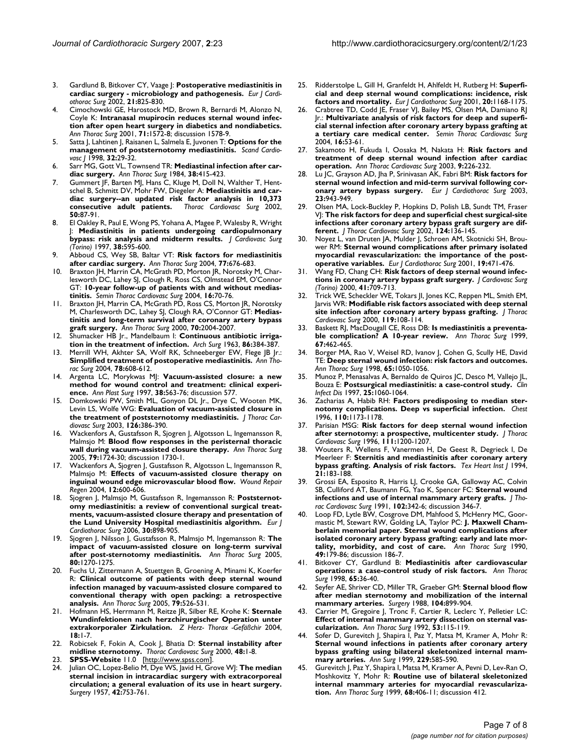3. Gardlund B, Bitkover CY, Vaage J: **Postoperative mediastinitis in cardiac surgery - microbiology and pathogenesis.** *Eur J Cardiothorac Surg* 2002, **21:**825-830.
4. Cimochowski GE, Harostock MD, Brown R, Bernardi M, Alonzo N, Coyle K: **Intranasal mupirocin reduces sternal wound infection after open heart surgery in diabetics and nondiabetics.** *Ann Thorac Surg* 2001, **71:**1572-8; discussion 1578-9.
5. Satta J, Lahtinen J, Raisanen L, Salmela E, Juvonen T: **Options for the management of poststernotomy mediastinitis.** *Scand Cardiovasc J* 1998, **32:**29-32.
6. Sarr MG, Gott VL, Townsend TR: **Mediastinal infection after cardiac surgery.** *Ann Thorac Surg* 1984, **38:**415-423.
7. Gummert JF, Barten MJ, Hans C, Kluge M, Doll N, Walther T, Hentschel B, Schmitt DV, Mohr FW, Diegeler A: **Mediastinitis and cardiac surgery--an updated risk factor analysis in 10,373 consecutive adult patients.** *Thorac Cardiovasc Surg* 2002, **50:**87-91.
8. El Oakley R, Paul E, Wong PS, Yohana A, Magee P, Walesby R, Wright J: **Mediastinitis in patients undergoing cardiopulmonary bypass: risk analysis and midterm results.** *J Cardiovasc Surg (Torino)* 1997, **38:**595-600.
9. Abboud CS, Wey SB, Baltar VT: **Risk factors for mediastinitis after cardiac surgery.** *Ann Thorac Surg* 2004, **77:**676-683.
10. Braxton JH, Marrin CA, McGrath PD, Morton JR, Norotsky M, Charlesworth DC, Lahey SJ, Clough R, Ross CS, Olmstead EM, O'Connor GT: **10-year follow-up of patients with and without mediastinitis.** *Semin Thorac Cardiovasc Surg* 2004, **16:**70-76.
11. Braxton JH, Marrin CA, McGrath PD, Ross CS, Morton JR, Norotsky M, Charlesworth DC, Lahey SJ, Clough RA, O'Connor GT: **Mediastinitis and long-term survival after coronary artery bypass graft surgery.** *Ann Thorac Surg* 2000, **70:**2004-2007.
12. Shumacker HB Jr., Mandelbaum I: **Continuous antibiotic irrigation in the treatment of infection.** *Arch Surg* 1963, **86:**384-387.
13. Merrill WH, Akhter SA, Wolf RK, Schneeberger EW, Flege JB Jr.: **Simplified treatment of postoperative mediastinitis.** *Ann Thorac Surg* 2004, **78:**608-612.
14. Argenta LC, Morykwas MJ: **Vacuum-assisted closure: a new method for wound control and treatment: clinical experience.** *Ann Plast Surg* 1997, **38:**563-76; discussion 577.
15. Domkowski PW, Smith ML, Gonyon DL Jr., Drye C, Wooten MK, Levin LS, Wolfe WG: **Evaluation of vacuum-assisted closure in the treatment of poststernotomy mediastinitis.** *J Thorac Cardiovasc Surg* 2003, **126:**386-390.
16. Wackenfors A, Gustafsson R, Sjogren J, Algotsson L, Ingemansson R, Malmsjo M: **Blood flow responses in the peristernal thoracic wall during vacuum-assisted closure therapy.** *Ann Thorac Surg* 2005, **79:**1724-30; discussion 1730-1.
17. Wackenfors A, Sjogren J, Gustafsson R, Algotsson L, Ingemansson R, Malmsjo M: **Effects of vacuum-assisted closure therapy on inguinal wound edge microvascular blood flow.** *Wound Repair Regen* 2004, **12:**600-606.
18. Sjogren J, Malmsjo M, Gustafsson R, Ingemansson R: **Poststernotomy mediastinitis: a review of conventional surgical treatments, vacuum-assisted closure therapy and presentation of the Lund University Hospital mediastinitis algorithm.** *Eur J Cardiothorac Surg* 2006, **30:**898-905.
19. Sjogren J, Nilsson J, Gustafsson R, Malmsjo M, Ingemansson R: **The impact of vacuum-assisted closure on long-term survival after post-sternotomy mediastinitis.** *Ann Thorac Surg* 2005, **80:**1270-1275.
20. Fuchs U, Zittermann A, Stuettgen B, Groening A, Minami K, Koerfer R: **Clinical outcome of patients with deep sternal wound infection managed by vacuum-assisted closure compared to conventional therapy with open packing: a retrospective analysis.** *Ann Thorac Surg* 2005, **79:**526-531.
21. Hofmann HS, Herrmann M, Reitze JR, Silber RE, Krohe K: **Sternale Wundinfektionen nach herzchirurgischer Operation unter extrakorporaler Zirkulation.** *Z Herz- Thorax -Gefäßchir* 2004, **18:**1-7.
22. Robicsek F, Fokin A, Cook J, Bhatia D: **Sternal instability after midline sternotomy.** *Thorac Cardiovasc Surg* 2000, **48:**1-8.
23. **SPSS-Website** 11.0 [http://www.spss.com].
24. Julian OC, Lopez-Belio M, Dye WS, Javid H, Grove WJ: **The median sternal incision in intracardiac surgery with extracorporeal circulation; a general evaluation of its use in heart surgery.** *Surgery* 1957, **42:**753-761.
25. Ridderstolpe L, Gill H, Granfeldt H, Ahlfeldt H, Rutberg H: **Superficial and deep sternal wound complications: incidence, risk factors and mortality.** *Eur J Cardiothorac Surg* 2001, **20:**1168-1175.
26. Crabtree TD, Codd JE, Fraser VJ, Bailey MS, Olsen MA, Damiano RJ Jr.: **Multivariate analysis of risk factors for deep and superficial sternal infection after coronary artery bypass grafting at a tertiary care medical center.** *Semin Thorac Cardiovasc Surg* 2004, **16:**53-61.
27. Sakamoto H, Fukuda I, Oosaka M, Nakata H: **Risk factors and treatment of deep sternal wound infection after cardiac operation.** *Ann Thorac Cardiovasc Surg* 2003, **9:**226-232.
28. Lu JC, Grayson AD, Jha P, Srinivasan AK, Fabri BM: **Risk factors for sternal wound infection and mid-term survival following coronary artery bypass surgery.** *Eur J Cardiothorac Surg* 2003, **23:**943-949.
29. Olsen MA, Lock-Buckley P, Hopkins D, Polish LB, Sundt TM, Fraser VJ: **The risk factors for deep and superficial chest surgical-site infections after coronary artery bypass graft surgery are different.** *J Thorac Cardiovasc Surg* 2002, **124:**136-145.
30. Noyez L, van Druten JA, Mulder J, Schroen AM, Skotnicki SH, Brouwer RM: **Sternal wound complications after primary isolated myocardial revascularization: the importance of the post-operative variables.** *Eur J Cardiothorac Surg* 2001, **19:**471-476.
31. Wang FD, Chang CH: **Risk factors of deep sternal wound infections in coronary artery bypass graft surgery.** *J Cardiovasc Surg (Torino)* 2000, **41:**709-713.
32. Trick WE, Scheckler WE, Tokars JI, Jones KC, Reppen ML, Smith EM, Jarvis WR: **Modifiable risk factors associated with deep sternal site infection after coronary artery bypass grafting.** *J Thorac Cardiovasc Surg* 2000, **119:**108-114.
33. Baskett RJ, MacDougall CE, Ross DB: **Is mediastinitis a preventable complication? A 10-year review.** *Ann Thorac Surg* 1999, **67:**462-465.
34. Borger MA, Rao V, Weisel RD, Ivanov J, Cohen G, Scully HE, David TE: **Deep sternal wound infection: risk factors and outcomes.** *Ann Thorac Surg* 1998, **65:**1050-1056.
35. Munoz P, Menasalvas A, Bernaldo de Quiros JC, Desco M, Vallejo JL, Bouza E: **Postsurgical mediastinitis: a case-control study.** *Clin Infect Dis* 1997, **25:**1060-1064.
36. Zacharias A, Habib RH: **Factors predisposing to median sternotomy complications. Deep vs superficial infection.** *Chest* 1996, **110:**1173-1178.
37. Parisian MSG: **Risk factors for deep sternal wound infection after sternotomy: a prospective, multicenter study.** *J Thorac Cardiovasc Surg* 1996, **111:**1200-1207.
38. Wouters R, Wellens F, Vanermen H, De Geest R, Degrieck I, De Meerleer F: **Sternitis and mediastinitis after coronary artery bypass grafting. Analysis of risk factors.** *Tex Heart Inst J* 1994, **21:**183-188.
39. Grossi EA, Esposito R, Harris LJ, Crooke GA, Galloway AC, Colvin SB, Culliford AT, Baumann FG, Yao K, Spencer FC: **Sternal wound infections and use of internal mammary artery grafts.** *J Thorac Cardiovasc Surg* 1991, **102:**342-6; discussion 346-7.
40. Loop FD, Lytle BW, Cosgrove DM, Mahfood S, McHenry MC, Goormastic M, Stewart RW, Golding LA, Taylor PC: **J. Maxwell Chamberlain memorial paper. Sternal wound complications after isolated coronary artery bypass grafting: early and late mortality, morbidity, and cost of care.** *Ann Thorac Surg* 1990, **49:**179-86; discussion 186-7.
41. Bitkover CY, Gardlund B: **Mediastinitis after cardiovascular operations: a case-control study of risk factors.** *Ann Thorac Surg* 1998, **65:**36-40.
42. Seyfer AE, Shriver CD, Miller TR, Graeber GM: **Sternal blood flow after median sternotomy and mobilization of the internal mammary arteries.** *Surgery* 1988, **104:**899-904.
43. Carrier M, Gregoire J, Tronc F, Cartier R, Leclerc Y, Pelletier LC: **Effect of internal mammary artery dissection on sternal vascularization.** *Ann Thorac Surg* 1992, **53:**115-119.
44. Sofer D, Gurevitch J, Shapira I, Paz Y, Matsa M, Kramer A, Mohr R: **Sternal wound infections in patients after coronary artery bypass grafting using bilateral skeletonized internal mammary arteries.** *Ann Surg* 1999, **229:**585-590.
45. Gurevitch J, Paz Y, Shapira I, Matsa M, Kramer A, Pevni D, Lev-Ran O, Moshkovitz Y, Mohr R: **Routine use of bilateral skeletonized internal mammary arteries for myocardial revascularization.** *Ann Thorac Surg* 1999, **68:**406-11; discussion 412.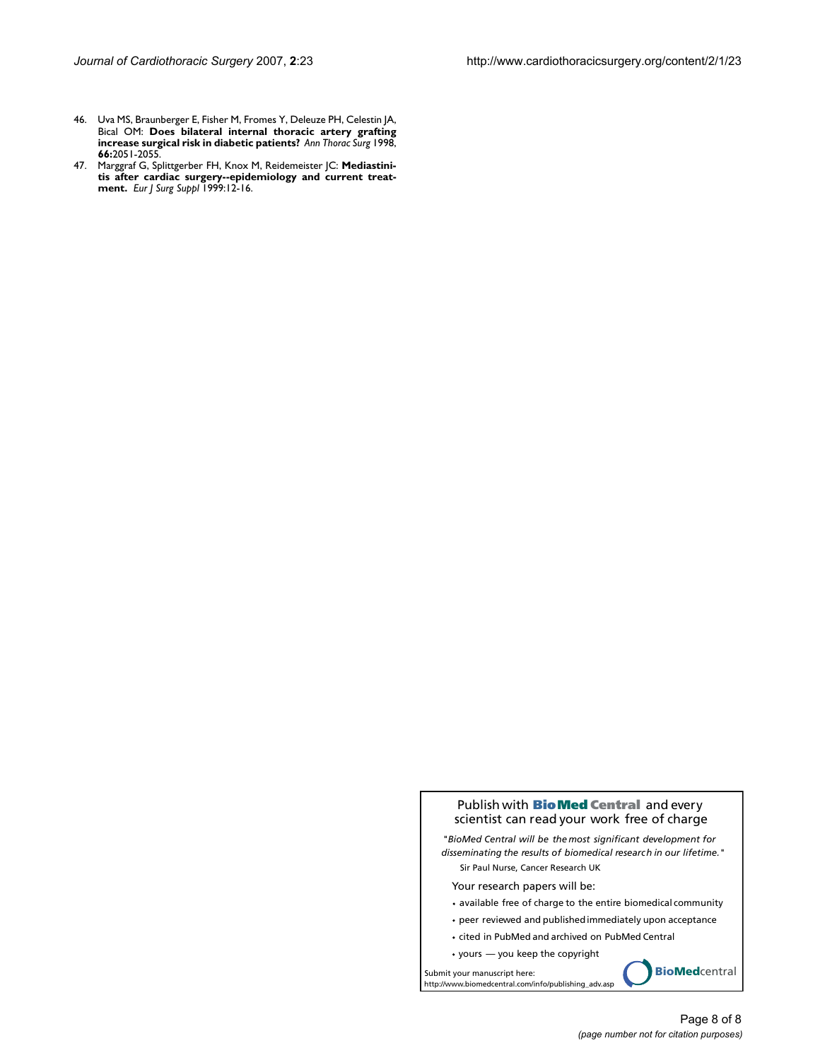46. Uva MS, Braunberger E, Fisher M, Fromes Y, Deleuze PH, Celestin JA, Bical OM: **Does bilateral internal thoracic artery grafting increase surgical risk in diabetic patients?** *Ann Thorac Surg* 1998, **66:**2051-2055.
47. Marggraf G, Splittgerber FH, Knox M, Reidemeister JC: **Mediastinitis after cardiac surgery--epidemiology and current treatment.** *Eur J Surg Suppl* 1999:12-16.

Publish with **BioMed Central** and every scientist can read your work free of charge

*"BioMed Central will be the most significant development for disseminating the results of biomedical research in our lifetime."*

Sir Paul Nurse, Cancer Research UK

Your research papers will be:

- available free of charge to the entire biomedical community
- peer reviewed and published immediately upon acceptance
- cited in PubMed and archived on PubMed Central
- yours — you keep the copyright

Submit your manuscript here:
http://www.biomedcentral.com/info/publishing_adv.asp

**BioMed**central